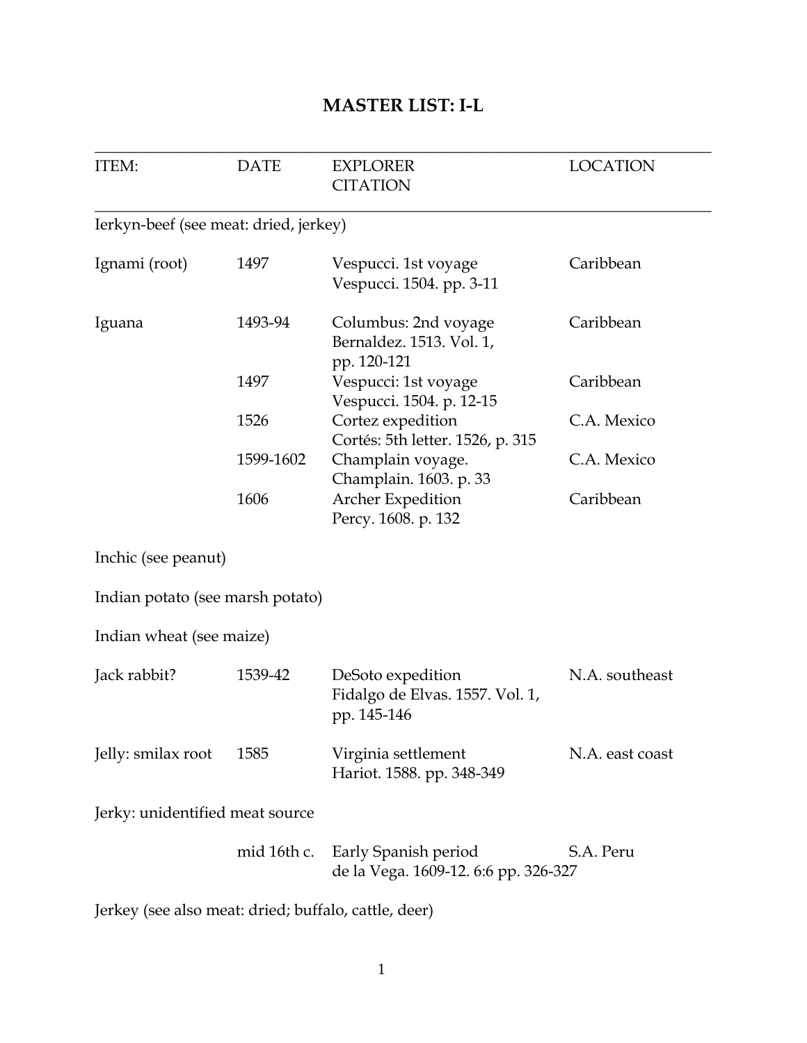# MASTER LIST: I-L

| ITEM: | DATE | EXPLORER<br>CITATION | LOCATION |
|---|---|---|---|
| Ierkyn-beef (see meat: dried, jerkey) | | | |
| Ignami (root) | 1497 | Vespucci. 1st voyage<br>Vespucci. 1504. pp. 3-11 | Caribbean |
| Iguana | 1493-94 | Columbus: 2nd voyage<br>Bernaldez. 1513. Vol. 1, pp. 120-121 | Caribbean |
| | 1497 | Vespucci: 1st voyage<br>Vespucci. 1504. p. 12-15 | Caribbean |
| | 1526 | Cortez expedition<br>Cortés: 5th letter. 1526, p. 315 | C.A. Mexico |
| | 1599-1602 | Champlain voyage.<br>Champlain. 1603. p. 33 | C.A. Mexico |
| | 1606 | Archer Expedition<br>Percy. 1608. p. 132 | Caribbean |
| Inchic (see peanut) | | | |
| Indian potato (see marsh potato) | | | |
| Indian wheat (see maize) | | | |
| Jack rabbit? | 1539-42 | DeSoto expedition<br>Fidalgo de Elvas. 1557. Vol. 1, pp. 145-146 | N.A. southeast |
| Jelly: smilax root | 1585 | Virginia settlement<br>Hariot. 1588. pp. 348-349 | N.A. east coast |
| Jerky: unidentified meat source | | | |
| | mid 16th c. | Early Spanish period<br>de la Vega. 1609-12. 6:6 pp. 326-327 | S.A. Peru |
| Jerkey (see also meat: dried; buffalo, cattle, deer) | | | |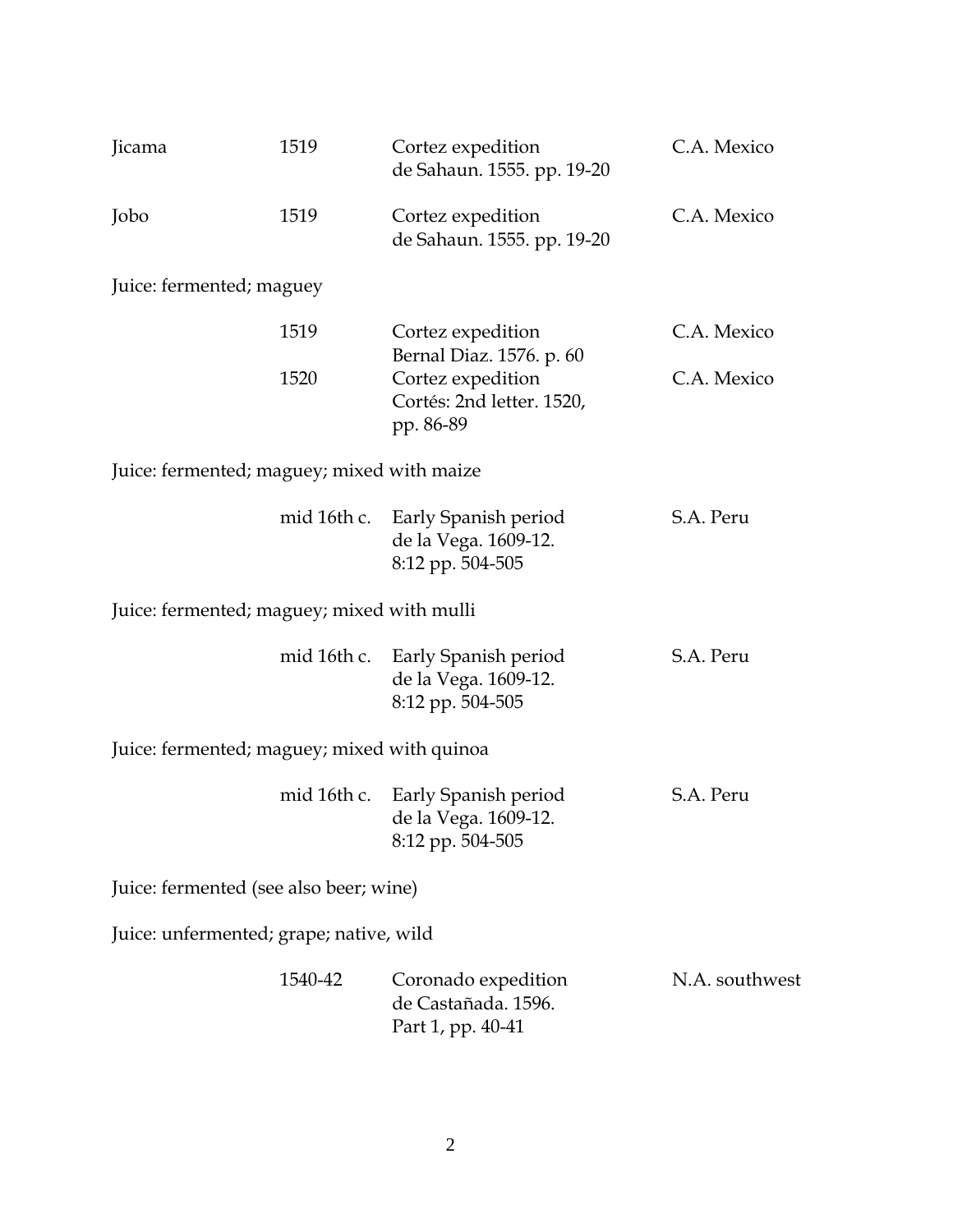| | | | |
|---|---|---|---|
| Jicama | 1519 | Cortez expedition<br>de Sahaun. 1555. pp. 19-20 | C.A. Mexico |
| Jobo | 1519 | Cortez expedition<br>de Sahaun. 1555. pp. 19-20 | C.A. Mexico |
| Juice: fermented; maguey | | | |
| | 1519 | Cortez expedition<br>Bernal Diaz. 1576. p. 60 | C.A. Mexico |
| | 1520 | Cortez expedition<br>Cortés: 2nd letter. 1520, pp. 86-89 | C.A. Mexico |
| Juice: fermented; maguey; mixed with maize | | | |
| | mid 16th c. | Early Spanish period<br>de la Vega. 1609-12.<br>8:12 pp. 504-505 | S.A. Peru |
| Juice: fermented; maguey; mixed with mulli | | | |
| | mid 16th c. | Early Spanish period<br>de la Vega. 1609-12.<br>8:12 pp. 504-505 | S.A. Peru |
| Juice: fermented; maguey; mixed with quinoa | | | |
| | mid 16th c. | Early Spanish period<br>de la Vega. 1609-12.<br>8:12 pp. 504-505 | S.A. Peru |
| Juice: fermented (see also beer; wine) | | | |
| Juice: unfermented; grape; native, wild | | | |
| | 1540-42 | Coronado expedition<br>de Castañada. 1596.<br>Part 1, pp. 40-41 | N.A. southwest |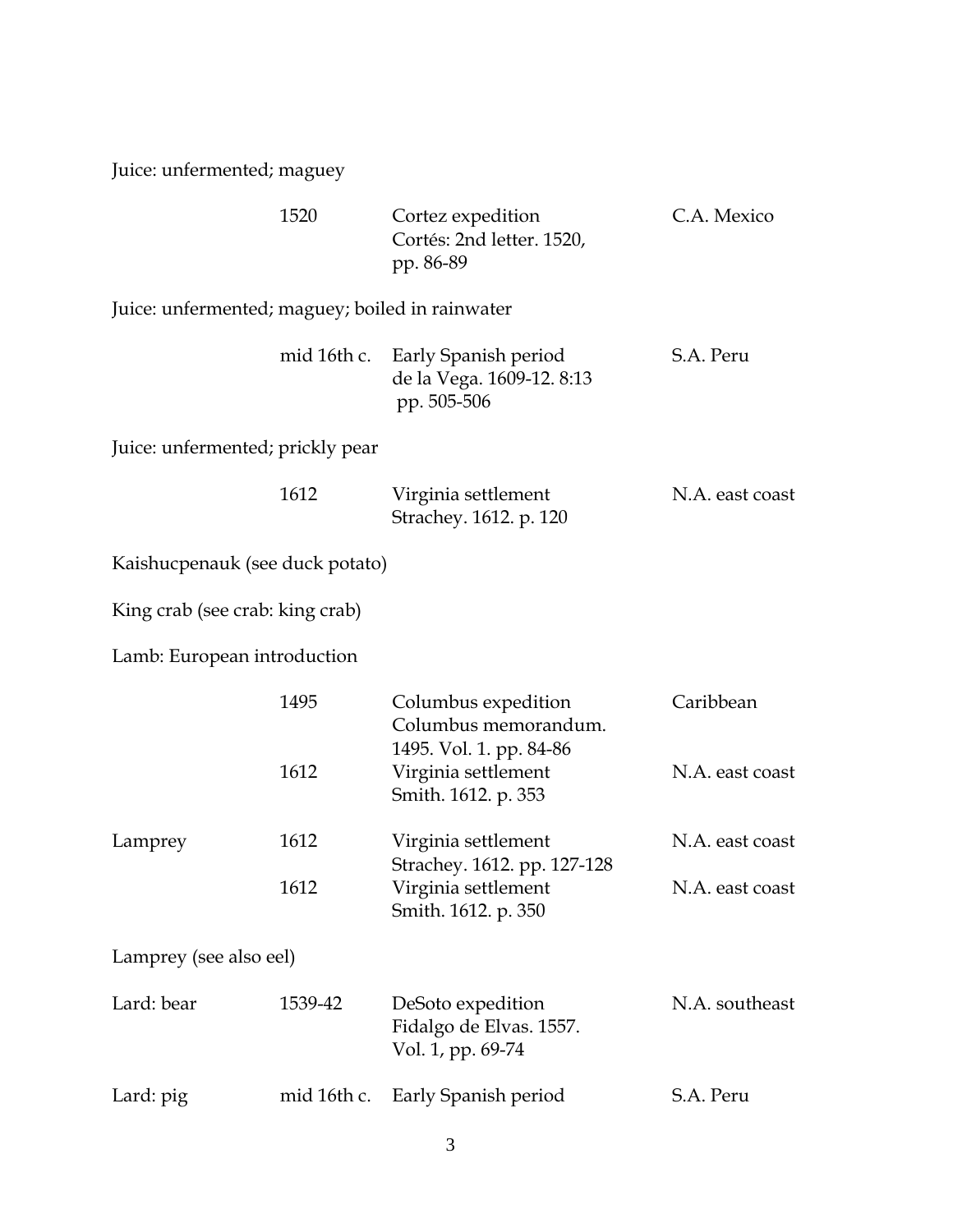Juice: unfermented; maguey

| | | | |
|---|---|---|---|
| | 1520 | Cortez expedition<br>Cortés: 2nd letter. 1520, pp. 86-89 | C.A. Mexico |

Juice: unfermented; maguey; boiled in rainwater

| | | | |
|---|---|---|---|
| | mid 16th c. | Early Spanish period<br>de la Vega. 1609-12. 8:13 pp. 505-506 | S.A. Peru |

Juice: unfermented; prickly pear

| | | | |
|---|---|---|---|
| | 1612 | Virginia settlement<br>Strachey. 1612. p. 120 | N.A. east coast |

Kaishucpenauk (see duck potato)

King crab (see crab: king crab)

Lamb: European introduction

| | | | |
|---|---|---|---|
| | 1495 | Columbus expedition<br>Columbus memorandum. 1495. Vol. 1. pp. 84-86 | Caribbean |
| | 1612 | Virginia settlement<br>Smith. 1612. p. 353 | N.A. east coast |
| Lamprey | 1612 | Virginia settlement<br>Strachey. 1612. pp. 127-128 | N.A. east coast |
| | 1612 | Virginia settlement<br>Smith. 1612. p. 350 | N.A. east coast |

Lamprey (see also eel)

| | | | |
|---|---|---|---|
| Lard: bear | 1539-42 | DeSoto expedition<br>Fidalgo de Elvas. 1557. Vol. 1, pp. 69-74 | N.A. southeast |
| Lard: pig | mid 16th c. | Early Spanish period | S.A. Peru |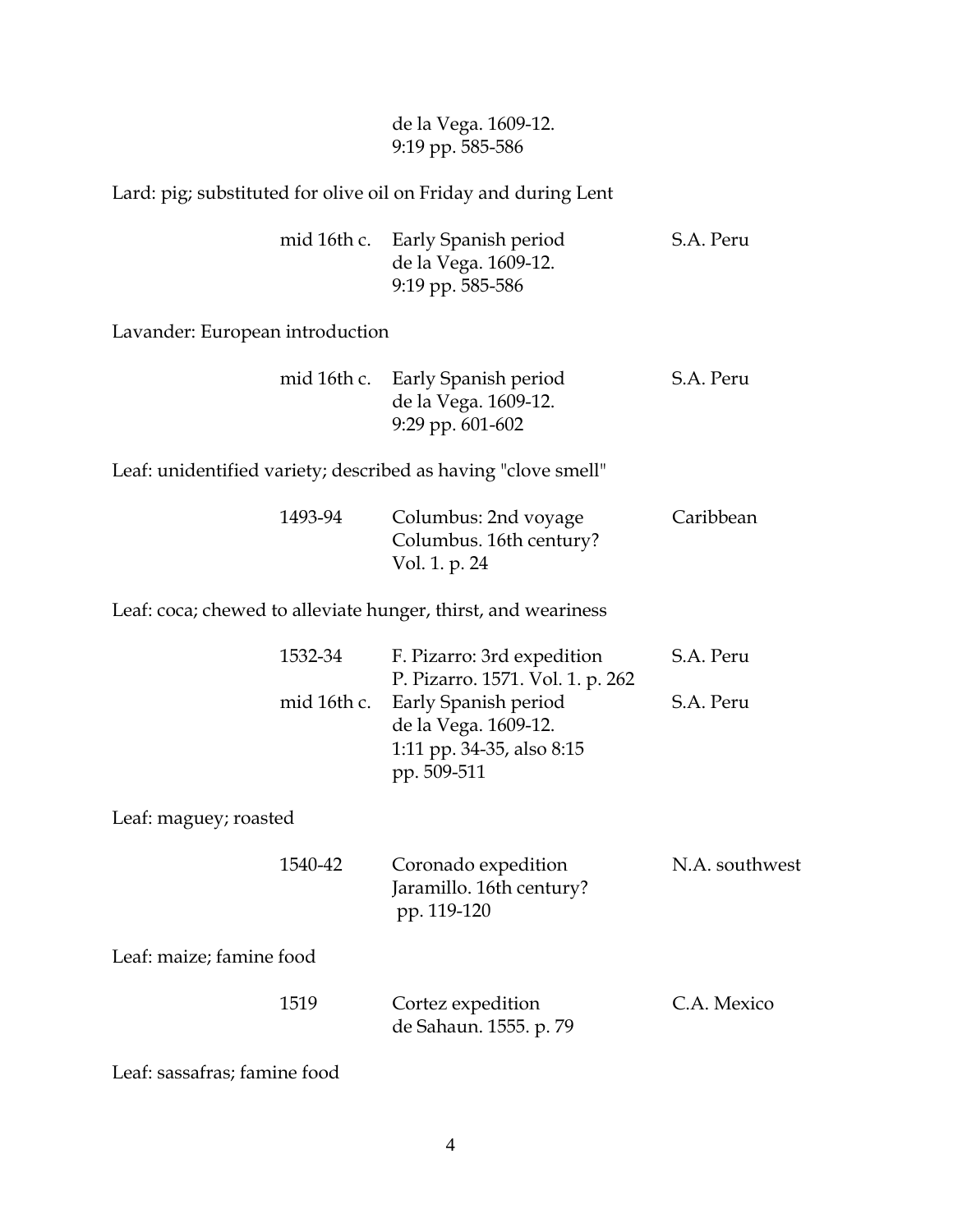de la Vega. 1609-12.
9:19 pp. 585-586

Lard: pig; substituted for olive oil on Friday and during Lent

| | | |
|---|---|---|
| mid 16th c. | Early Spanish period<br>de la Vega. 1609-12.<br>9:19 pp. 585-586 | S.A. Peru |

Lavander: European introduction

| | | |
|---|---|---|
| mid 16th c. | Early Spanish period<br>de la Vega. 1609-12.<br>9:29 pp. 601-602 | S.A. Peru |

Leaf: unidentified variety; described as having "clove smell"

| | | |
|---|---|---|
| 1493-94 | Columbus: 2nd voyage<br>Columbus. 16th century?<br>Vol. 1. p. 24 | Caribbean |

Leaf: coca; chewed to alleviate hunger, thirst, and weariness

| | | |
|---|---|---|
| 1532-34 | F. Pizarro: 3rd expedition<br>P. Pizarro. 1571. Vol. 1. p. 262 | S.A. Peru |
| mid 16th c. | Early Spanish period<br>de la Vega. 1609-12.<br>1:11 pp. 34-35, also 8:15<br>pp. 509-511 | S.A. Peru |

Leaf: maguey; roasted

| | | |
|---|---|---|
| 1540-42 | Coronado expedition<br>Jaramillo. 16th century?<br>pp. 119-120 | N.A. southwest |

Leaf: maize; famine food

| | | |
|---|---|---|
| 1519 | Cortez expedition<br>de Sahaun. 1555. p. 79 | C.A. Mexico |

Leaf: sassafras; famine food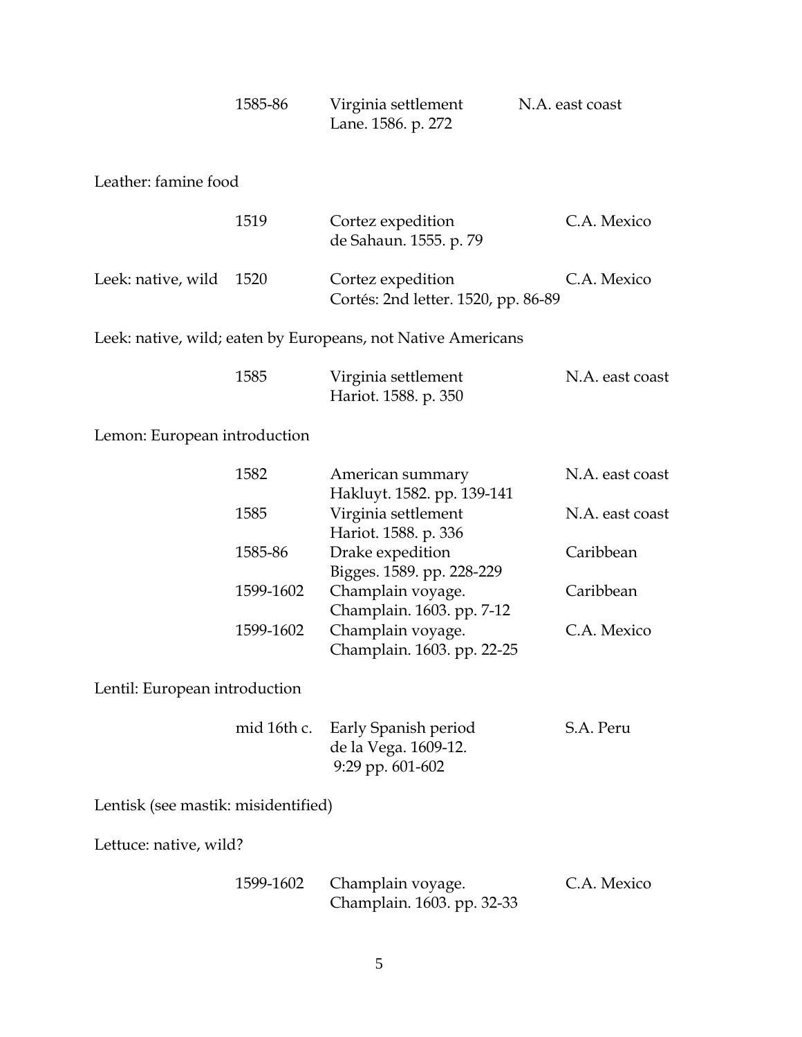| | | | |
|---|---|---|---|
| | 1585-86 | Virginia settlement<br>Lane. 1586. p. 272 | N.A. east coast |

Leather: famine food

| | | | |
|---|---|---|---|
| | 1519 | Cortez expedition<br>de Sahaun. 1555. p. 79 | C.A. Mexico |
| Leek: native, wild | 1520 | Cortez expedition<br>Cortés: 2nd letter. 1520, pp. 86-89 | C.A. Mexico |

Leek: native, wild; eaten by Europeans, not Native Americans

| | | | |
|---|---|---|---|
| | 1585 | Virginia settlement<br>Hariot. 1588. p. 350 | N.A. east coast |

Lemon: European introduction

| | | | |
|---|---|---|---|
| | 1582 | American summary<br>Hakluyt. 1582. pp. 139-141 | N.A. east coast |
| | 1585 | Virginia settlement<br>Hariot. 1588. p. 336 | N.A. east coast |
| | 1585-86 | Drake expedition<br>Bigges. 1589. pp. 228-229 | Caribbean |
| | 1599-1602 | Champlain voyage.<br>Champlain. 1603. pp. 7-12 | Caribbean |
| | 1599-1602 | Champlain voyage.<br>Champlain. 1603. pp. 22-25 | C.A. Mexico |

Lentil: European introduction

| | | | |
|---|---|---|---|
| | mid 16th c. | Early Spanish period<br>de la Vega. 1609-12.<br>9:29 pp. 601-602 | S.A. Peru |

Lentisk (see mastik: misidentified)

Lettuce: native, wild?

| | | | |
|---|---|---|---|
| | 1599-1602 | Champlain voyage.<br>Champlain. 1603. pp. 32-33 | C.A. Mexico |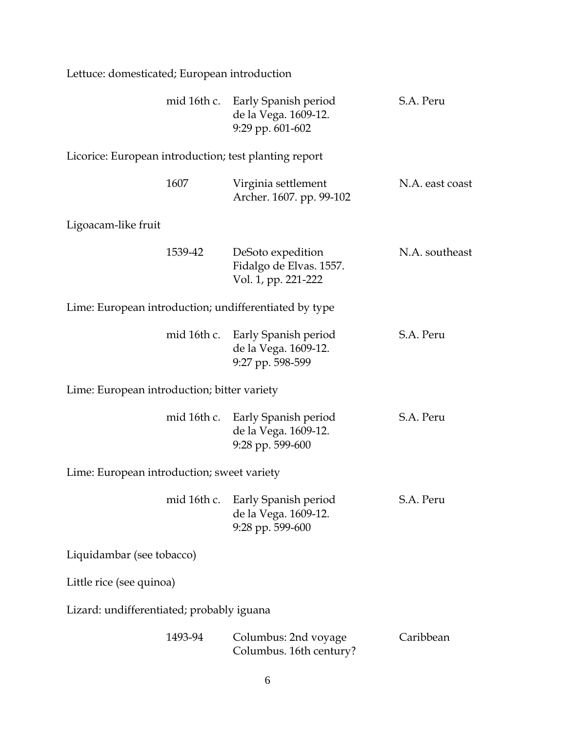Lettuce: domesticated; European introduction

| | | |
|---|---|---|
| mid 16th c. | Early Spanish period<br>de la Vega. 1609-12.<br>9:29 pp. 601-602 | S.A. Peru |

Licorice: European introduction; test planting report

| | | |
|---|---|---|
| 1607 | Virginia settlement<br>Archer. 1607. pp. 99-102 | N.A. east coast |

Ligoacam-like fruit

| | | |
|---|---|---|
| 1539-42 | DeSoto expedition<br>Fidalgo de Elvas. 1557.<br>Vol. 1, pp. 221-222 | N.A. southeast |

Lime: European introduction; undifferentiated by type

| | | |
|---|---|---|
| mid 16th c. | Early Spanish period<br>de la Vega. 1609-12.<br>9:27 pp. 598-599 | S.A. Peru |

Lime: European introduction; bitter variety

| | | |
|---|---|---|
| mid 16th c. | Early Spanish period<br>de la Vega. 1609-12.<br>9:28 pp. 599-600 | S.A. Peru |

Lime: European introduction; sweet variety

| | | |
|---|---|---|
| mid 16th c. | Early Spanish period<br>de la Vega. 1609-12.<br>9:28 pp. 599-600 | S.A. Peru |

Liquidambar (see tobacco)

Little rice (see quinoa)

Lizard: undifferentiated; probably iguana

| | | |
|---|---|---|
| 1493-94 | Columbus: 2nd voyage<br>Columbus. 16th century? | Caribbean |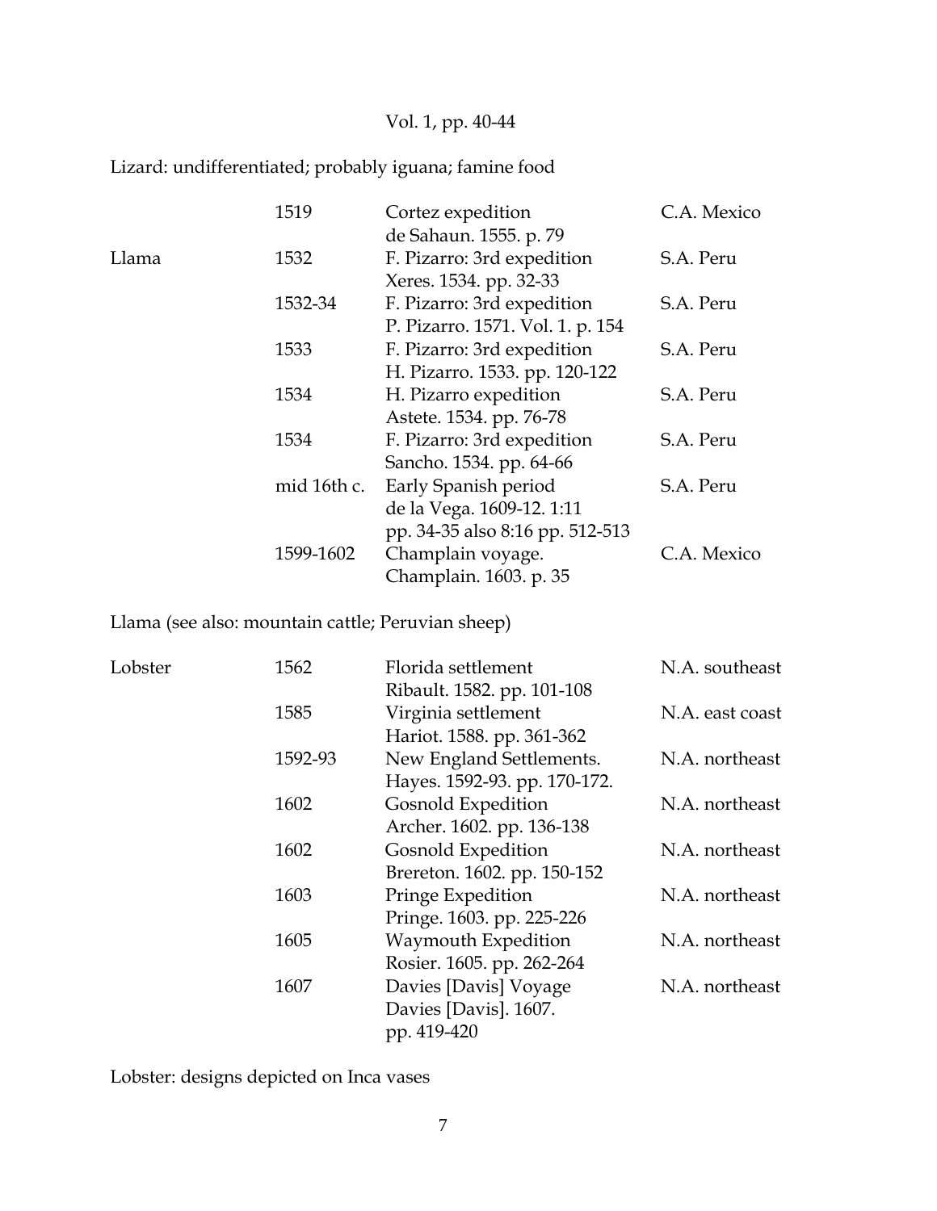Vol. 1, pp. 40-44

Lizard: undifferentiated; probably iguana; famine food

| | | | |
|---|---|---|---|
| | 1519 | Cortez expedition<br>de Sahaun. 1555. p. 79 | C.A. Mexico |
| Llama | 1532 | F. Pizarro: 3rd expedition<br>Xeres. 1534. pp. 32-33 | S.A. Peru |
| | 1532-34 | F. Pizarro: 3rd expedition<br>P. Pizarro. 1571. Vol. 1. p. 154 | S.A. Peru |
| | 1533 | F. Pizarro: 3rd expedition<br>H. Pizarro. 1533. pp. 120-122 | S.A. Peru |
| | 1534 | H. Pizarro expedition<br>Astete. 1534. pp. 76-78 | S.A. Peru |
| | 1534 | F. Pizarro: 3rd expedition<br>Sancho. 1534. pp. 64-66 | S.A. Peru |
| | mid 16th c. | Early Spanish period<br>de la Vega. 1609-12. 1:11<br>pp. 34-35 also 8:16 pp. 512-513 | S.A. Peru |
| | 1599-1602 | Champlain voyage.<br>Champlain. 1603. p. 35 | C.A. Mexico |

Llama (see also: mountain cattle; Peruvian sheep)

| | | | |
|---|---|---|---|
| Lobster | 1562 | Florida settlement<br>Ribault. 1582. pp. 101-108 | N.A. southeast |
| | 1585 | Virginia settlement<br>Hariot. 1588. pp. 361-362 | N.A. east coast |
| | 1592-93 | New England Settlements.<br>Hayes. 1592-93. pp. 170-172. | N.A. northeast |
| | 1602 | Gosnold Expedition<br>Archer. 1602. pp. 136-138 | N.A. northeast |
| | 1602 | Gosnold Expedition<br>Brereton. 1602. pp. 150-152 | N.A. northeast |
| | 1603 | Pringe Expedition<br>Pringe. 1603. pp. 225-226 | N.A. northeast |
| | 1605 | Waymouth Expedition<br>Rosier. 1605. pp. 262-264 | N.A. northeast |
| | 1607 | Davies [Davis] Voyage<br>Davies [Davis]. 1607.<br>pp. 419-420 | N.A. northeast |

Lobster: designs depicted on Inca vases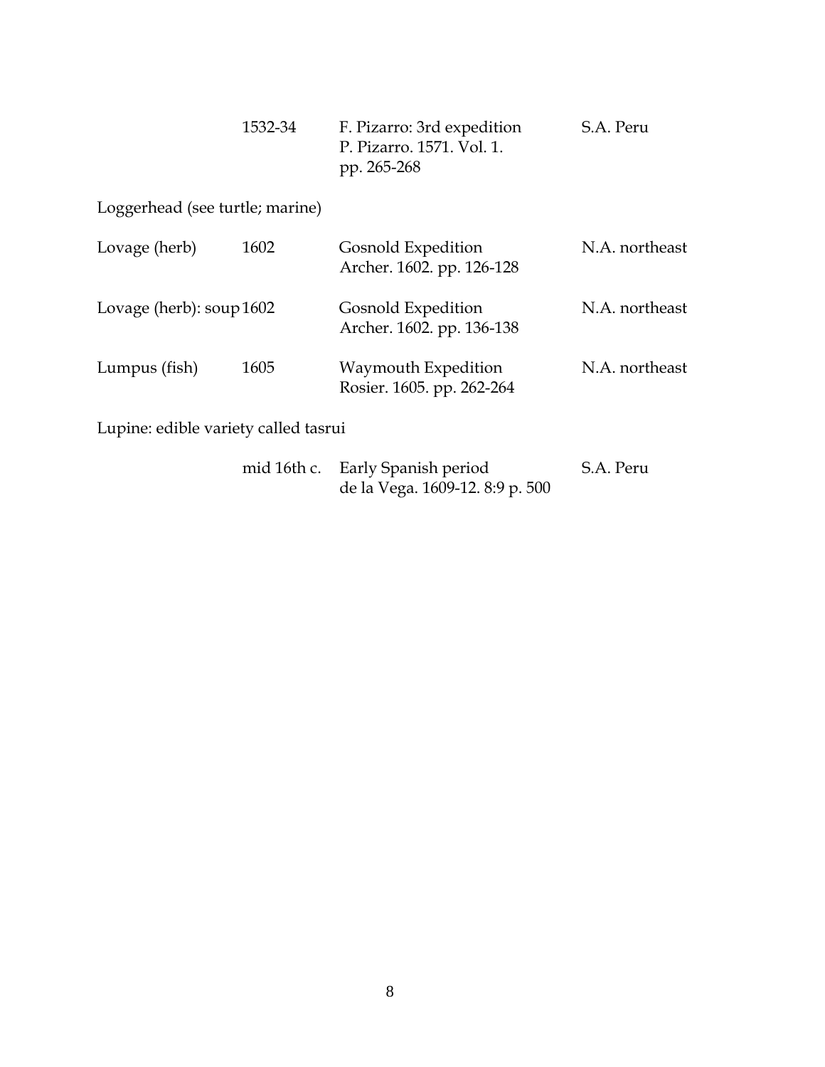| | | | |
|---|---|---|---|
| | 1532-34 | F. Pizarro: 3rd expedition<br>P. Pizarro. 1571. Vol. 1.<br>pp. 265-268 | S.A. Peru |
| Loggerhead (see turtle; marine) | | | |
| Lovage (herb) | 1602 | Gosnold Expedition<br>Archer. 1602. pp. 126-128 | N.A. northeast |
| Lovage (herb): soup | 1602 | Gosnold Expedition<br>Archer. 1602. pp. 136-138 | N.A. northeast |
| Lumpus (fish) | 1605 | Waymouth Expedition<br>Rosier. 1605. pp. 262-264 | N.A. northeast |
| Lupine: edible variety called tasrui | | | |
| | mid 16th c. | Early Spanish period<br>de la Vega. 1609-12. 8:9 p. 500 | S.A. Peru |